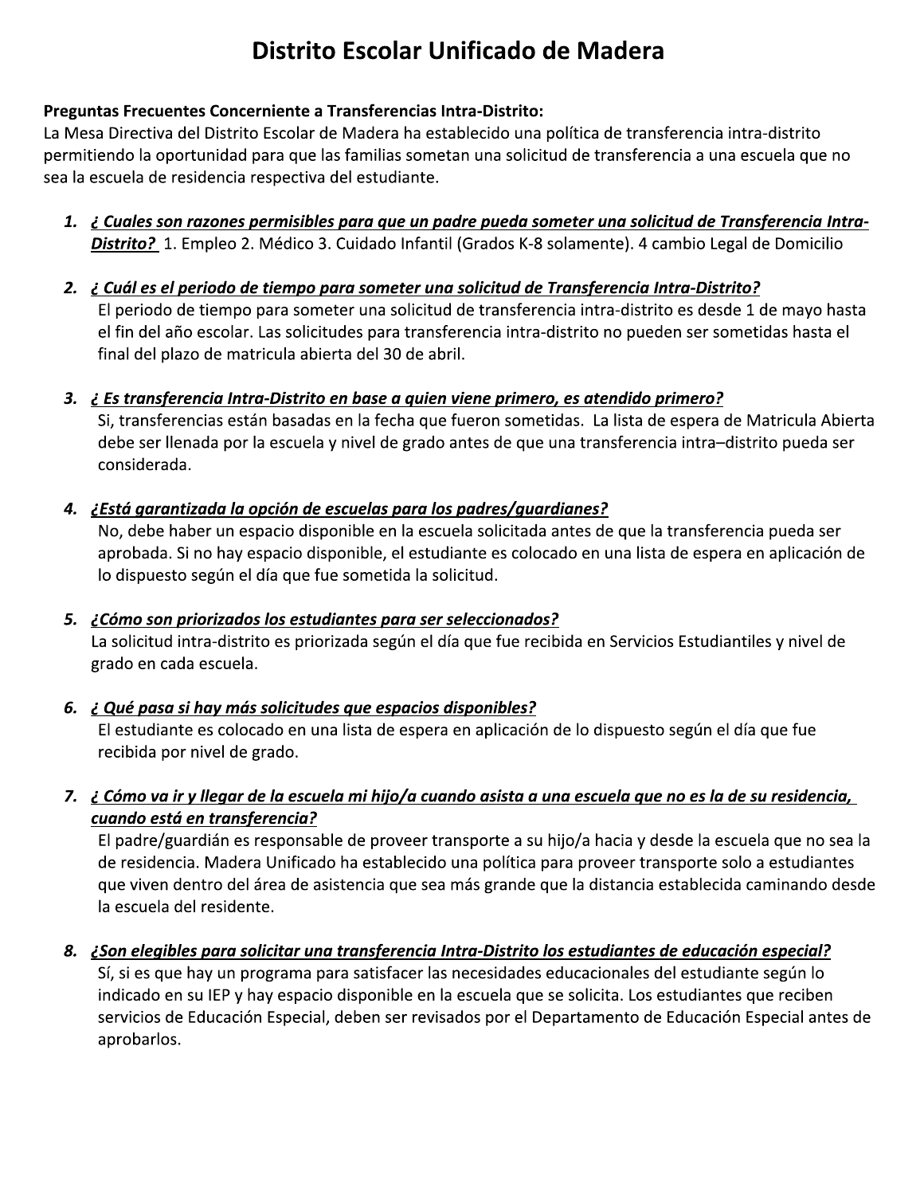# Distrito Escolar Unificado de Madera

**Preguntas Frecuentes Concerniente a Transferencias Intra-Distrito:**
La Mesa Directiva del Distrito Escolar de Madera ha establecido una política de transferencia intra-distrito permitiendo la oportunidad para que las familias sometan una solicitud de transferencia a una escuela que no sea la escuela de residencia respectiva del estudiante.

1. ***¿ Cuales son razones permisibles para que un padre pueda someter una solicitud de Transferencia Intra-Distrito?*** 1. Empleo 2. Médico 3. Cuidado Infantil (Grados K-8 solamente). 4 cambio Legal de Domicilio

2. ***¿ Cuál es el periodo de tiempo para someter una solicitud de Transferencia Intra-Distrito?***
   El periodo de tiempo para someter una solicitud de transferencia intra-distrito es desde 1 de mayo hasta el fin del año escolar. Las solicitudes para transferencia intra-distrito no pueden ser sometidas hasta el final del plazo de matricula abierta del 30 de abril.

3. ***¿ Es transferencia Intra-Distrito en base a quien viene primero, es atendido primero?***
   Si, transferencias están basadas en la fecha que fueron sometidas. La lista de espera de Matricula Abierta debe ser llenada por la escuela y nivel de grado antes de que una transferencia intra–distrito pueda ser considerada.

4. ***¿Está garantizada la opción de escuelas para los padres/guardianes?***
   No, debe haber un espacio disponible en la escuela solicitada antes de que la transferencia pueda ser aprobada. Si no hay espacio disponible, el estudiante es colocado en una lista de espera en aplicación de lo dispuesto según el día que fue sometida la solicitud.

5. ***¿Cómo son priorizados los estudiantes para ser seleccionados?***
   La solicitud intra-distrito es priorizada según el día que fue recibida en Servicios Estudiantiles y nivel de grado en cada escuela.

6. ***¿ Qué pasa si hay más solicitudes que espacios disponibles?***
   El estudiante es colocado en una lista de espera en aplicación de lo dispuesto según el día que fue recibida por nivel de grado.

7. ***¿ Cómo va ir y llegar de la escuela mi hijo/a cuando asista a una escuela que no es la de su residencia, cuando está en transferencia?***
   El padre/guardián es responsable de proveer transporte a su hijo/a hacia y desde la escuela que no sea la de residencia. Madera Unificado ha establecido una política para proveer transporte solo a estudiantes que viven dentro del área de asistencia que sea más grande que la distancia establecida caminando desde la escuela del residente.

8. ***¿Son elegibles para solicitar una transferencia Intra-Distrito los estudiantes de educación especial?***
   Sí, si es que hay un programa para satisfacer las necesidades educacionales del estudiante según lo indicado en su IEP y hay espacio disponible en la escuela que se solicita. Los estudiantes que reciben servicios de Educación Especial, deben ser revisados por el Departamento de Educación Especial antes de aprobarlos.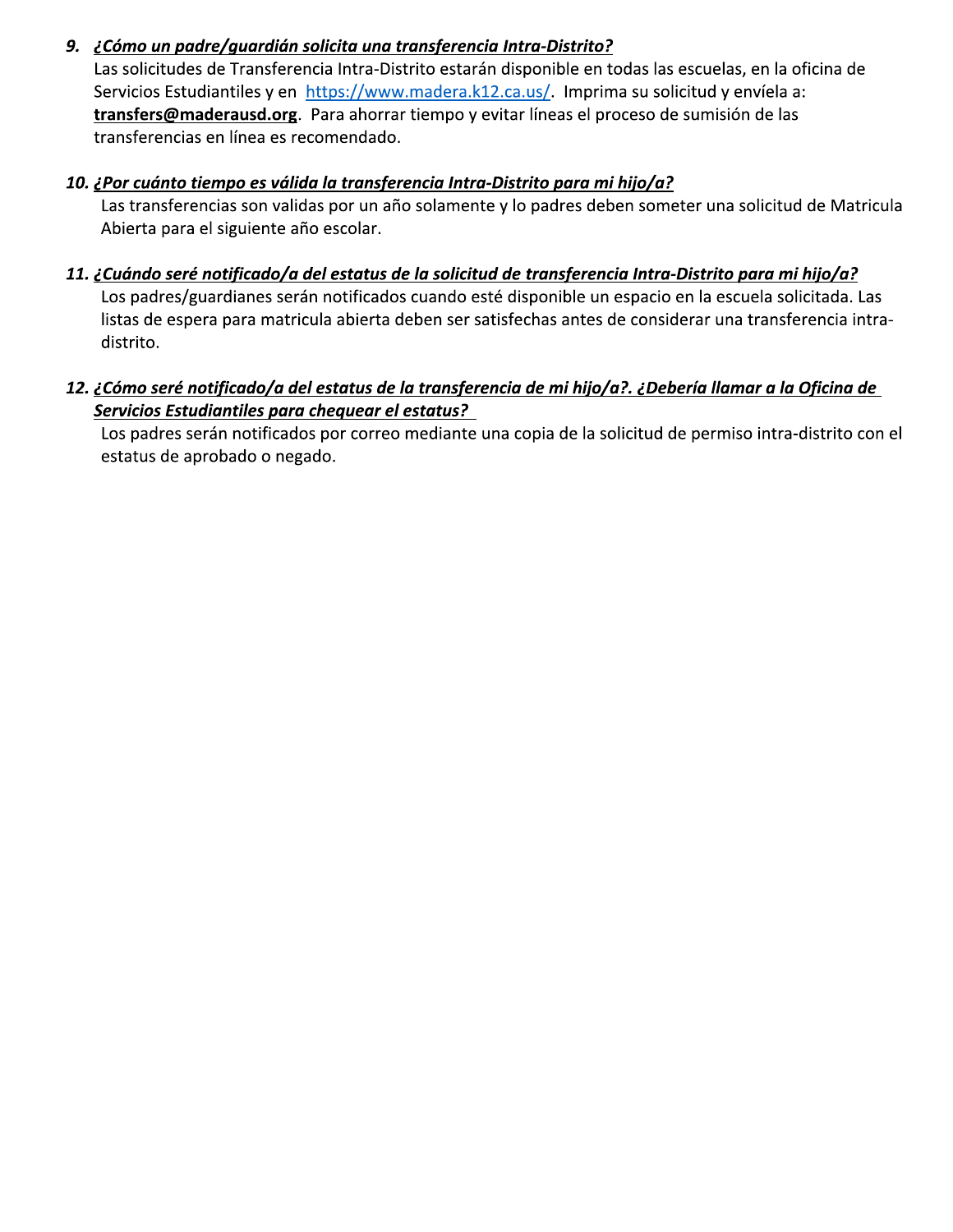9. ***¿Cómo un padre/guardián solicita una transferencia Intra-Distrito?***
   Las solicitudes de Transferencia Intra-Distrito estarán disponible en todas las escuelas, en la oficina de Servicios Estudiantiles y en [https://www.madera.k12.ca.us/](https://www.madera.k12.ca.us/). Imprima su solicitud y envíela a: **transfers@maderausd.org**. Para ahorrar tiempo y evitar líneas el proceso de sumisión de las transferencias en línea es recomendado.

10. ***¿Por cuánto tiempo es válida la transferencia Intra-Distrito para mi hijo/a?***
    Las transferencias son validas por un año solamente y lo padres deben someter una solicitud de Matricula Abierta para el siguiente año escolar.

11. ***¿Cuándo seré notificado/a del estatus de la solicitud de transferencia Intra-Distrito para mi hijo/a?***
    Los padres/guardianes serán notificados cuando esté disponible un espacio en la escuela solicitada. Las listas de espera para matricula abierta deben ser satisfechas antes de considerar una transferencia intra-distrito.

12. ***¿Cómo seré notificado/a del estatus de la transferencia de mi hijo/a?. ¿Debería llamar a la Oficina de Servicios Estudiantiles para chequear el estatus?***
    Los padres serán notificados por correo mediante una copia de la solicitud de permiso intra-distrito con el estatus de aprobado o negado.